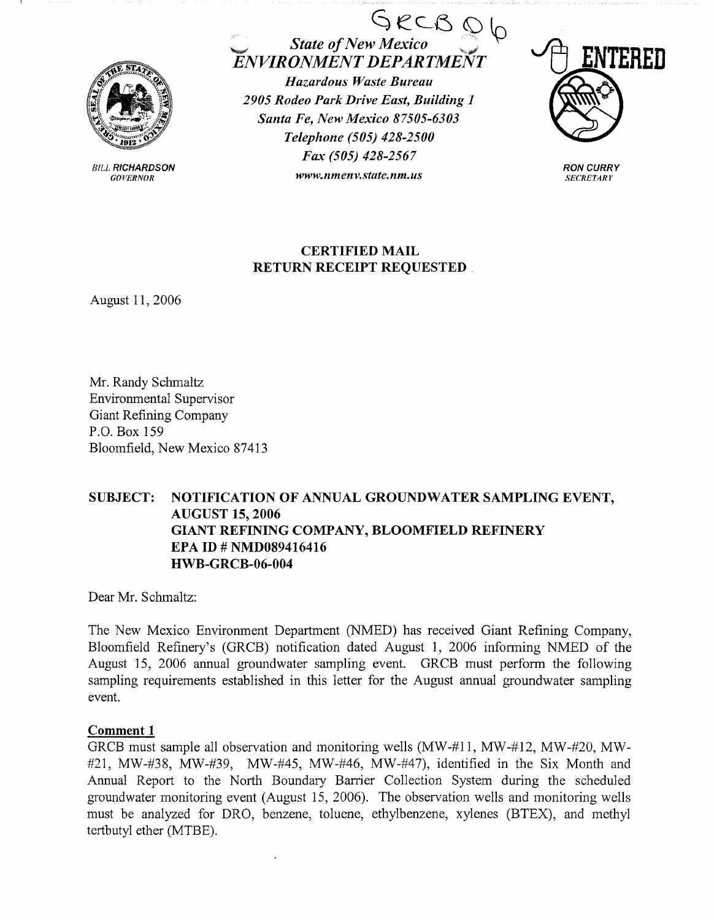GRCB 06

*State of New Mexico*
*ENVIRONMENT DEPARTMENT*
*Hazardous Waste Bureau*
*2905 Rodeo Park Drive East, Building 1*
*Santa Fe, New Mexico 87505-6303*
*Telephone (505) 428-2500*
*Fax (505) 428-2567*
*www.nmenv.state.nm.us*

ENTERED

BILL RICHARDSON
*GOVERNOR*

RON CURRY
*SECRETARY*

**CERTIFIED MAIL**
**RETURN RECEIPT REQUESTED**

August 11, 2006

Mr. Randy Schmaltz
Environmental Supervisor
Giant Refining Company
P.O. Box 159
Bloomfield, New Mexico 87413

**SUBJECT: NOTIFICATION OF ANNUAL GROUNDWATER SAMPLING EVENT, AUGUST 15, 2006**
**GIANT REFINING COMPANY, BLOOMFIELD REFINERY**
**EPA ID # NMD089416416**
**HWB-GRCB-06-004**

Dear Mr. Schmaltz:

The New Mexico Environment Department (NMED) has received Giant Refining Company, Bloomfield Refinery's (GRCB) notification dated August 1, 2006 informing NMED of the August 15, 2006 annual groundwater sampling event. GRCB must perform the following sampling requirements established in this letter for the August annual groundwater sampling event.

**Comment 1**

GRCB must sample all observation and monitoring wells (MW-#11, MW-#12, MW-#20, MW-#21, MW-#38, MW-#39, MW-#45, MW-#46, MW-#47), identified in the Six Month and Annual Report to the North Boundary Barrier Collection System during the scheduled groundwater monitoring event (August 15, 2006). The observation wells and monitoring wells must be analyzed for DRO, benzene, toluene, ethylbenzene, xylenes (BTEX), and methyl tertbutyl ether (MTBE).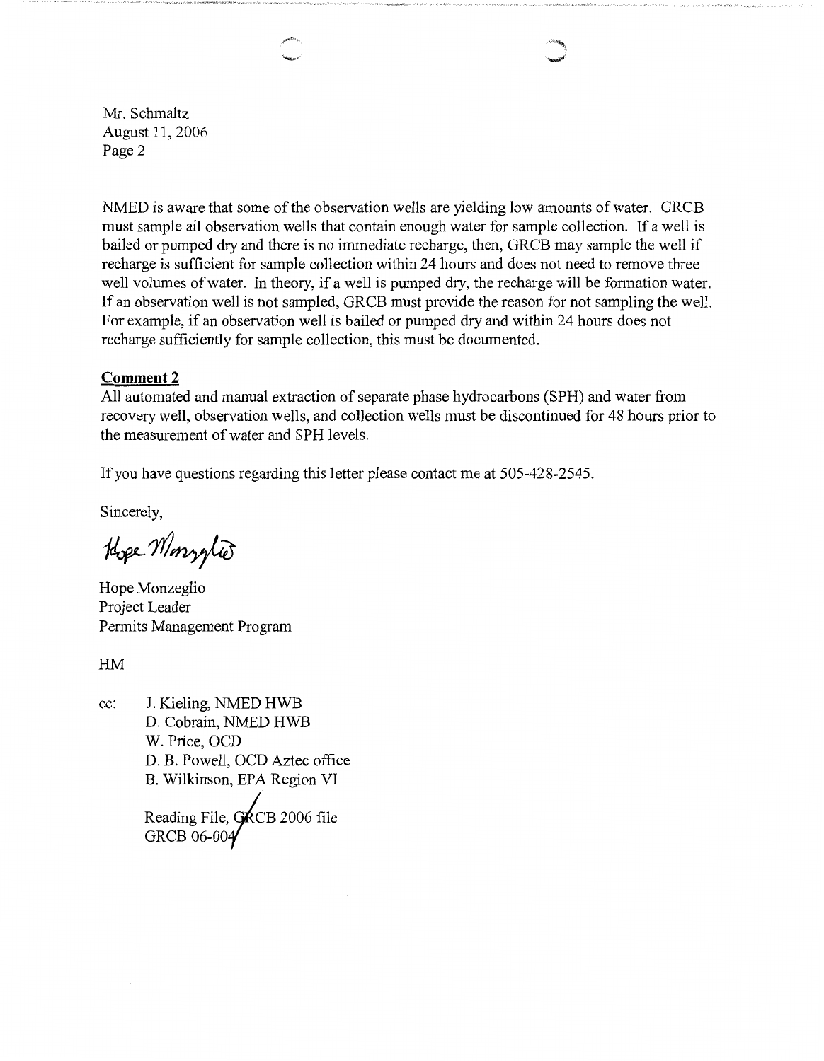Mr. Schmaltz
August 11, 2006
Page 2

NMED is aware that some of the observation wells are yielding low amounts of water. GRCB must sample all observation wells that contain enough water for sample collection. If a well is bailed or pumped dry and there is no immediate recharge, then, GRCB may sample the well if recharge is sufficient for sample collection within 24 hours and does not need to remove three well volumes of water. In theory, if a well is pumped dry, the recharge will be formation water. If an observation well is not sampled, GRCB must provide the reason for not sampling the well. For example, if an observation well is bailed or pumped dry and within 24 hours does not recharge sufficiently for sample collection, this must be documented.

**Comment 2**

All automated and manual extraction of separate phase hydrocarbons (SPH) and water from recovery well, observation wells, and collection wells must be discontinued for 48 hours prior to the measurement of water and SPH levels.

If you have questions regarding this letter please contact me at 505-428-2545.

Sincerely,

Hope Monzeglio

Hope Monzeglio
Project Leader
Permits Management Program

HM

cc: J. Kieling, NMED HWB
D. Cobrain, NMED HWB
W. Price, OCD
D. B. Powell, OCD Aztec office
B. Wilkinson, EPA Region VI

Reading File, GRCB 2006 file
GRCB 06-004